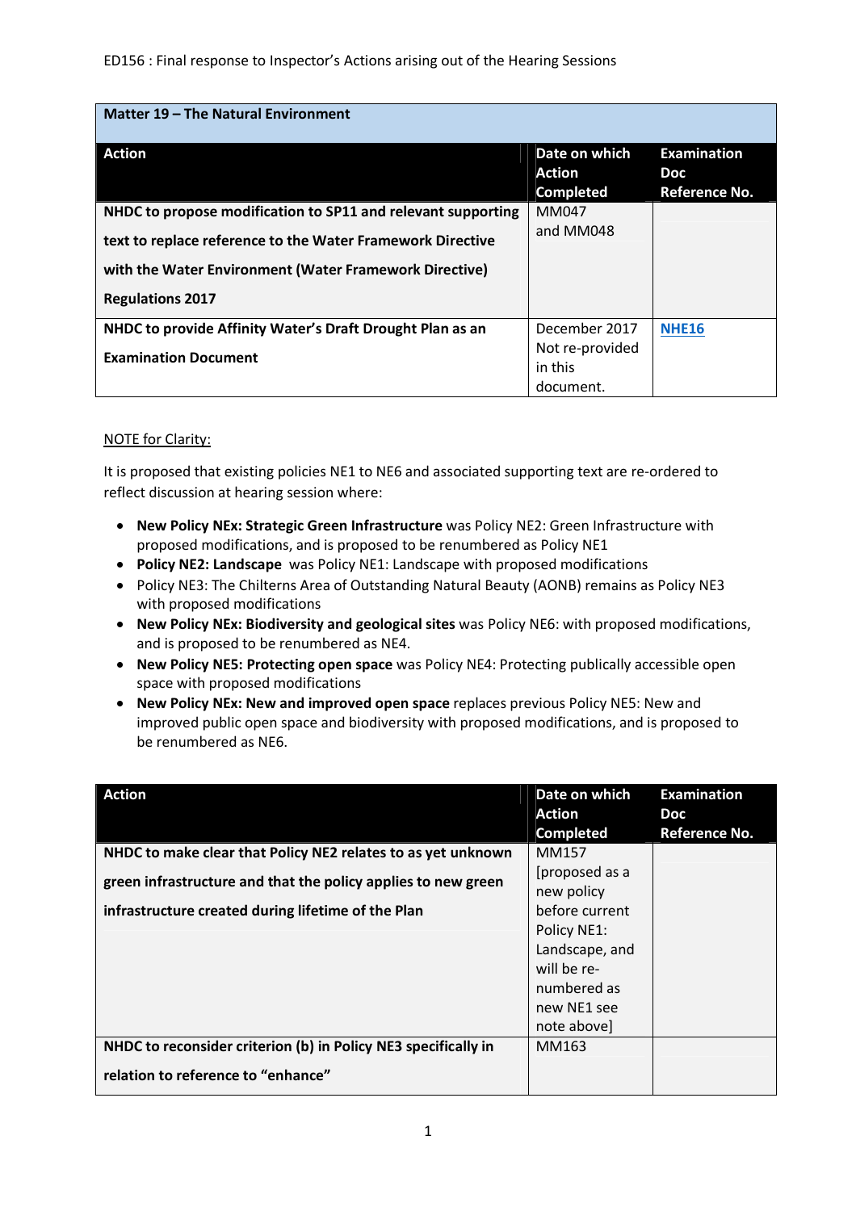ED156 : Final response to Inspector's Actions arising out of the Hearing Sessions

| **Matter 19 – The Natural Environment** | | |
|---|---|---|
| **Action** | **Date on which Action Completed** | **Examination Doc Reference No.** |
| **NHDC to propose modification to SP11 and relevant supporting text to replace reference to the Water Framework Directive with the Water Environment (Water Framework Directive) Regulations 2017** | MM047 and MM048 | |
| **NHDC to provide Affinity Water's Draft Drought Plan as an Examination Document** | December 2017 Not re-provided in this document. | **NHE16** |

NOTE for Clarity:

It is proposed that existing policies NE1 to NE6 and associated supporting text are re-ordered to reflect discussion at hearing session where:

- **New Policy NEx: Strategic Green Infrastructure** was Policy NE2: Green Infrastructure with proposed modifications, and is proposed to be renumbered as Policy NE1
- **Policy NE2: Landscape** was Policy NE1: Landscape with proposed modifications
- Policy NE3: The Chilterns Area of Outstanding Natural Beauty (AONB) remains as Policy NE3 with proposed modifications
- **New Policy NEx: Biodiversity and geological sites** was Policy NE6: with proposed modifications, and is proposed to be renumbered as NE4.
- **New Policy NE5: Protecting open space** was Policy NE4: Protecting publically accessible open space with proposed modifications
- **New Policy NEx: New and improved open space** replaces previous Policy NE5: New and improved public open space and biodiversity with proposed modifications, and is proposed to be renumbered as NE6.

| **Action** | **Date on which Action Completed** | **Examination Doc Reference No.** |
|---|---|---|
| **NHDC to make clear that Policy NE2 relates to as yet unknown green infrastructure and that the policy applies to new green infrastructure created during lifetime of the Plan** | MM157 [proposed as a new policy before current Policy NE1: Landscape, and will be re-numbered as new NE1 see note above] | |
| **NHDC to reconsider criterion (b) in Policy NE3 specifically in relation to reference to "enhance"** | MM163 | |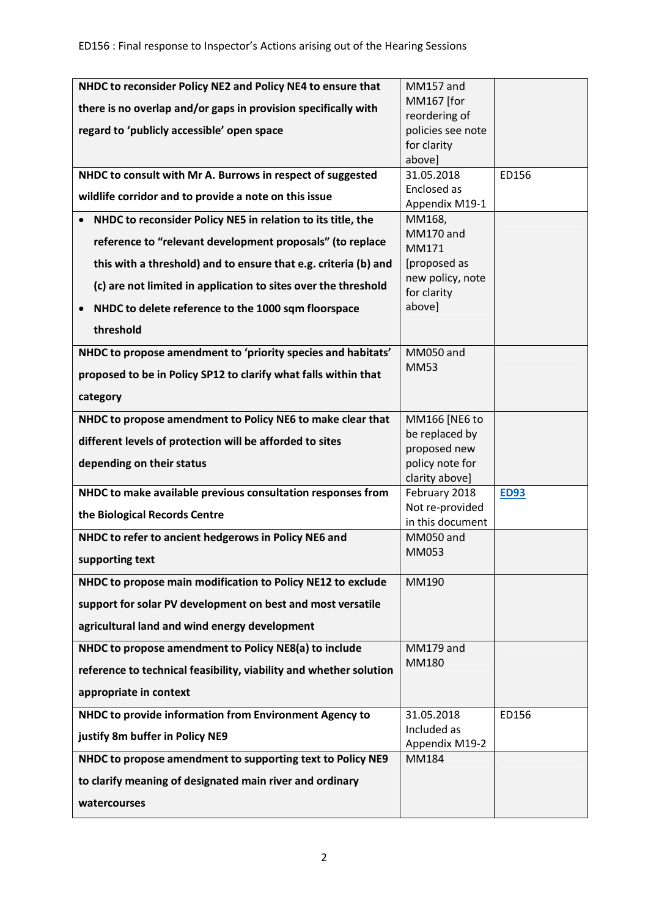| | | |
|---|---|---|
| **NHDC to reconsider Policy NE2 and Policy NE4 to ensure that there is no overlap and/or gaps in provision specifically with regard to 'publicly accessible' open space** | MM157 and MM167 [for reordering of policies see note for clarity above] | |
| **NHDC to consult with Mr A. Burrows in respect of suggested wildlife corridor and to provide a note on this issue** | 31.05.2018 Enclosed as Appendix M19-1 | ED156 |
| • **NHDC to reconsider Policy NE5 in relation to its title, the reference to "relevant development proposals" (to replace this with a threshold) and to ensure that e.g. criteria (b) and (c) are not limited in application to sites over the threshold**<br>• **NHDC to delete reference to the 1000 sqm floorspace threshold** | MM168, MM170 and MM171 [proposed as new policy, note for clarity above] | |
| **NHDC to propose amendment to 'priority species and habitats' proposed to be in Policy SP12 to clarify what falls within that category** | MM050 and MM53 | |
| **NHDC to propose amendment to Policy NE6 to make clear that different levels of protection will be afforded to sites depending on their status** | MM166 [NE6 to be replaced by proposed new policy note for clarity above] | |
| **NHDC to make available previous consultation responses from the Biological Records Centre** | February 2018 Not re-provided in this document | ED93 |
| **NHDC to refer to ancient hedgerows in Policy NE6 and supporting text** | MM050 and MM053 | |
| **NHDC to propose main modification to Policy NE12 to exclude support for solar PV development on best and most versatile agricultural land and wind energy development** | MM190 | |
| **NHDC to propose amendment to Policy NE8(a) to include reference to technical feasibility, viability and whether solution appropriate in context** | MM179 and MM180 | |
| **NHDC to provide information from Environment Agency to justify 8m buffer in Policy NE9** | 31.05.2018 Included as Appendix M19-2 | ED156 |
| **NHDC to propose amendment to supporting text to Policy NE9 to clarify meaning of designated main river and ordinary watercourses** | MM184 | |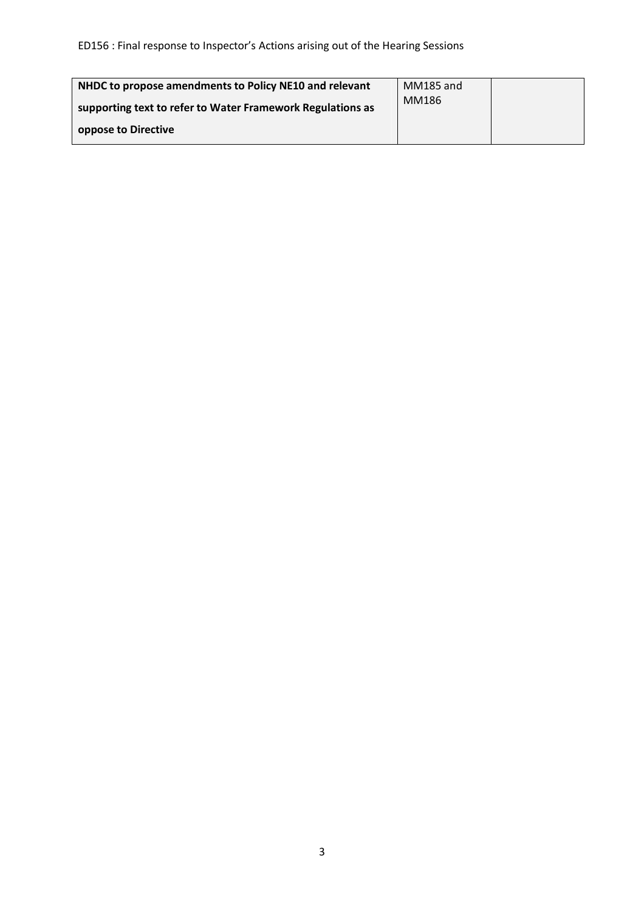| **NHDC to propose amendments to Policy NE10 and relevant supporting text to refer to Water Framework Regulations as oppose to Directive** | MM185 and MM186 | |
|---|---|---|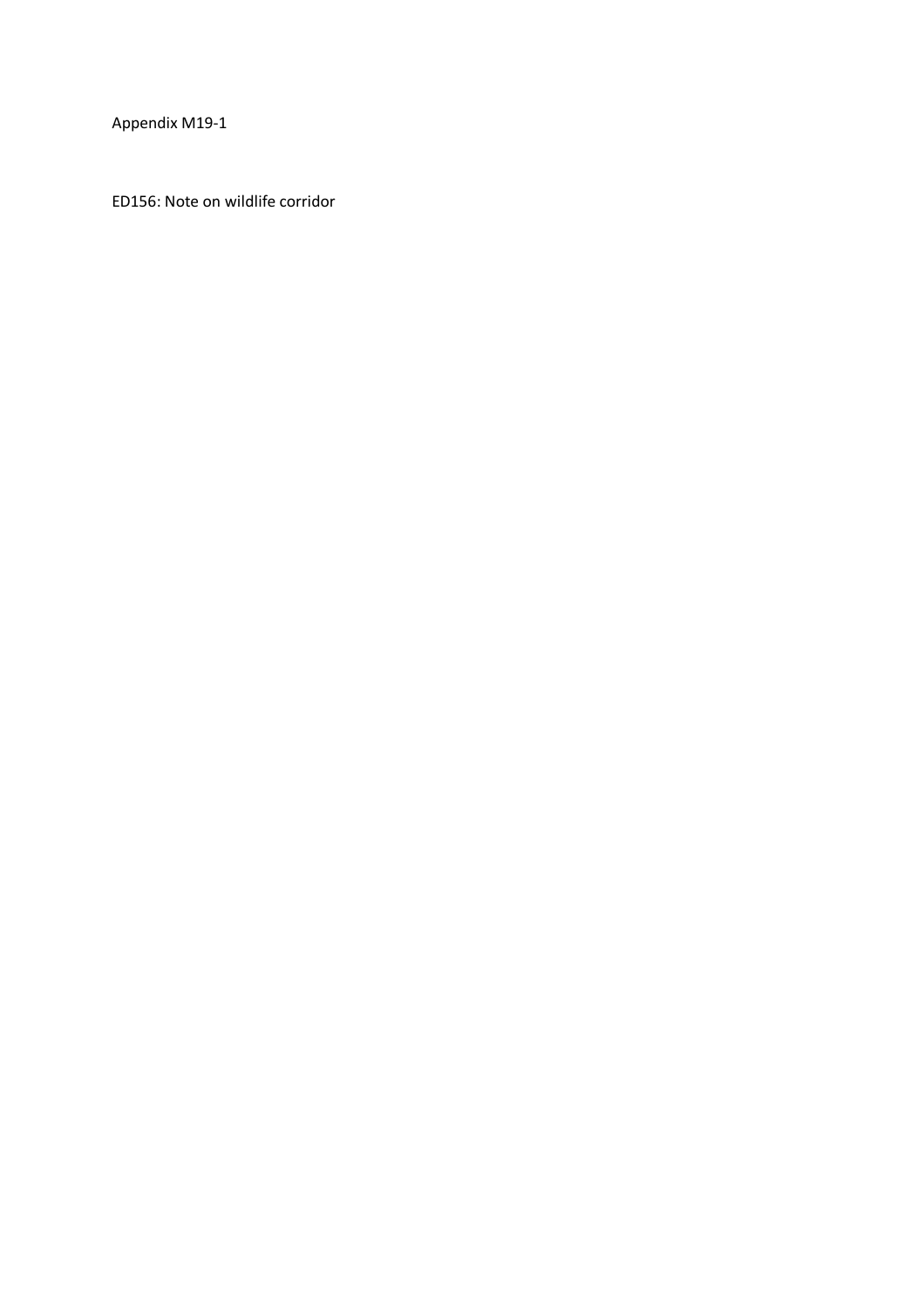Appendix M19-1

ED156: Note on wildlife corridor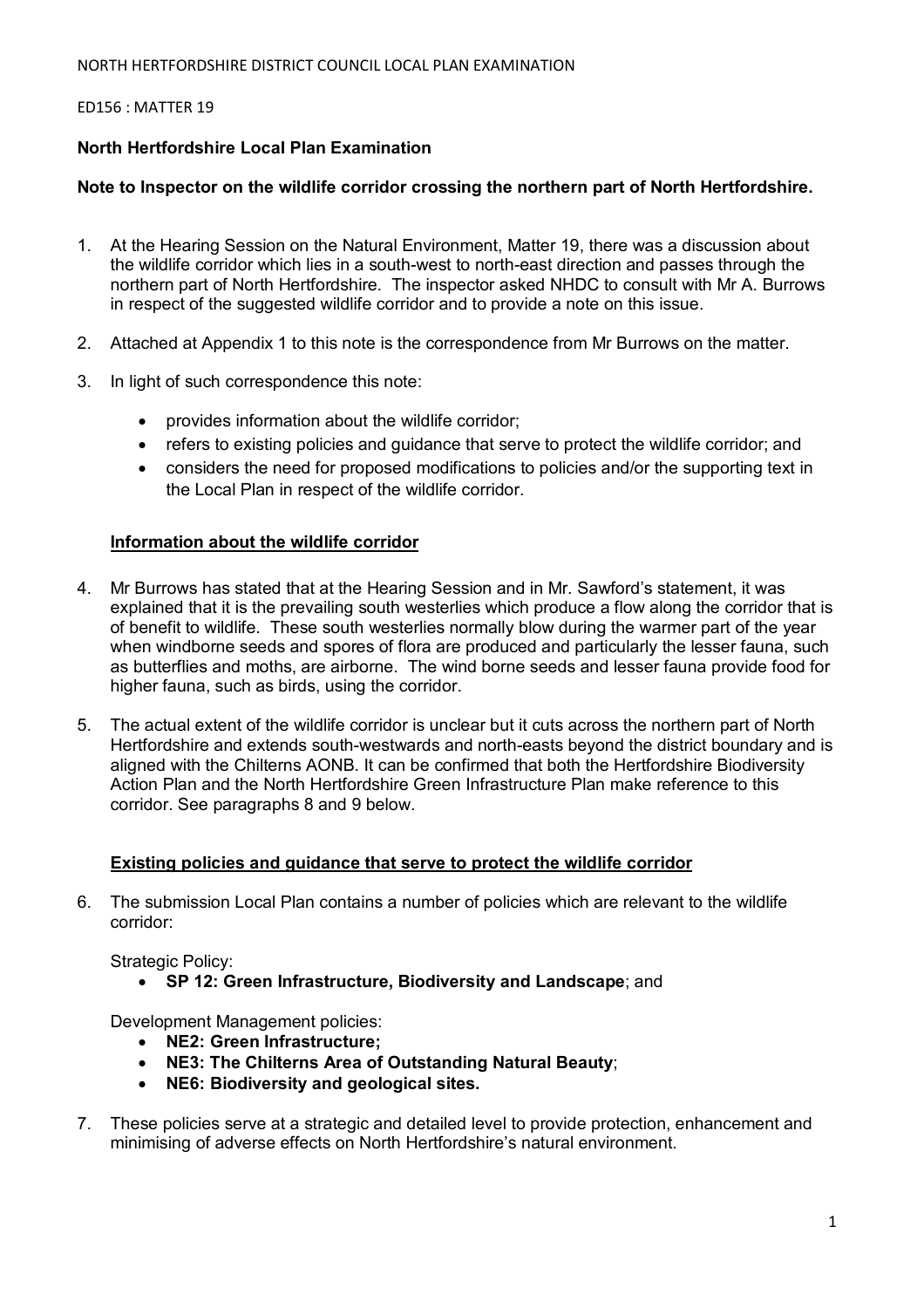NORTH HERTFORDSHIRE DISTRICT COUNCIL LOCAL PLAN EXAMINATION

ED156 : MATTER 19

**North Hertfordshire Local Plan Examination**

**Note to Inspector on the wildlife corridor crossing the northern part of North Hertfordshire.**

1. At the Hearing Session on the Natural Environment, Matter 19, there was a discussion about the wildlife corridor which lies in a south-west to north-east direction and passes through the northern part of North Hertfordshire. The inspector asked NHDC to consult with Mr A. Burrows in respect of the suggested wildlife corridor and to provide a note on this issue.

2. Attached at Appendix 1 to this note is the correspondence from Mr Burrows on the matter.

3. In light of such correspondence this note:

   - provides information about the wildlife corridor;
   - refers to existing policies and guidance that serve to protect the wildlife corridor; and
   - considers the need for proposed modifications to policies and/or the supporting text in the Local Plan in respect of the wildlife corridor.

**Information about the wildlife corridor**

4. Mr Burrows has stated that at the Hearing Session and in Mr. Sawford's statement, it was explained that it is the prevailing south westerlies which produce a flow along the corridor that is of benefit to wildlife. These south westerlies normally blow during the warmer part of the year when windborne seeds and spores of flora are produced and particularly the lesser fauna, such as butterflies and moths, are airborne. The wind borne seeds and lesser fauna provide food for higher fauna, such as birds, using the corridor.

5. The actual extent of the wildlife corridor is unclear but it cuts across the northern part of North Hertfordshire and extends south-westwards and north-easts beyond the district boundary and is aligned with the Chilterns AONB. It can be confirmed that both the Hertfordshire Biodiversity Action Plan and the North Hertfordshire Green Infrastructure Plan make reference to this corridor. See paragraphs 8 and 9 below.

**Existing policies and guidance that serve to protect the wildlife corridor**

6. The submission Local Plan contains a number of policies which are relevant to the wildlife corridor:

   Strategic Policy:
   - **SP 12: Green Infrastructure, Biodiversity and Landscape**; and

   Development Management policies:
   - **NE2: Green Infrastructure;**
   - **NE3: The Chilterns Area of Outstanding Natural Beauty**;
   - **NE6: Biodiversity and geological sites.**

7. These policies serve at a strategic and detailed level to provide protection, enhancement and minimising of adverse effects on North Hertfordshire's natural environment.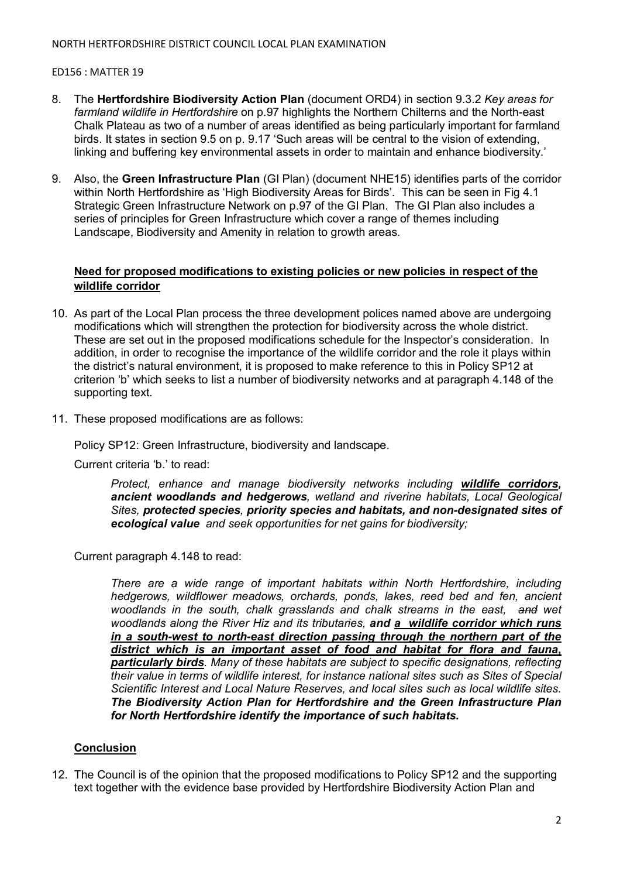8. The **Hertfordshire Biodiversity Action Plan** (document ORD4) in section 9.3.2 *Key areas for farmland wildlife in Hertfordshire* on p.97 highlights the Northern Chilterns and the North-east Chalk Plateau as two of a number of areas identified as being particularly important for farmland birds. It states in section 9.5 on p. 9.17 'Such areas will be central to the vision of extending, linking and buffering key environmental assets in order to maintain and enhance biodiversity.'

9. Also, the **Green Infrastructure Plan** (GI Plan) (document NHE15) identifies parts of the corridor within North Hertfordshire as 'High Biodiversity Areas for Birds'. This can be seen in Fig 4.1 Strategic Green Infrastructure Network on p.97 of the GI Plan. The GI Plan also includes a series of principles for Green Infrastructure which cover a range of themes including Landscape, Biodiversity and Amenity in relation to growth areas.

## Need for proposed modifications to existing policies or new policies in respect of the wildlife corridor

10. As part of the Local Plan process the three development polices named above are undergoing modifications which will strengthen the protection for biodiversity across the whole district. These are set out in the proposed modifications schedule for the Inspector's consideration. In addition, in order to recognise the importance of the wildlife corridor and the role it plays within the district's natural environment, it is proposed to make reference to this in Policy SP12 at criterion 'b' which seeks to list a number of biodiversity networks and at paragraph 4.148 of the supporting text.

11. These proposed modifications are as follows:

Policy SP12: Green Infrastructure, biodiversity and landscape.

Current criteria 'b.' to read:

> *Protect, enhance and manage biodiversity networks including* ***wildlife corridors, ancient woodlands and hedgerows****, wetland and riverine habitats, Local Geological Sites,* ***protected species, priority species and habitats, and non-designated sites of ecological value*** *and seek opportunities for net gains for biodiversity;*

Current paragraph 4.148 to read:

> *There are a wide range of important habitats within North Hertfordshire, including hedgerows, wildflower meadows, orchards, ponds, lakes, reed bed and fen, ancient woodlands in the south, chalk grasslands and chalk streams in the east, ~~and~~ wet woodlands along the River Hiz and its tributaries,* ***and a wildlife corridor which runs in a south-west to north-east direction passing through the northern part of the district which is an important asset of food and habitat for flora and fauna, particularly birds****. Many of these habitats are subject to specific designations, reflecting their value in terms of wildlife interest, for instance national sites such as Sites of Special Scientific Interest and Local Nature Reserves, and local sites such as local wildlife sites.* ***The Biodiversity Action Plan for Hertfordshire and the Green Infrastructure Plan for North Hertfordshire identify the importance of such habitats.***

## Conclusion

12. The Council is of the opinion that the proposed modifications to Policy SP12 and the supporting text together with the evidence base provided by Hertfordshire Biodiversity Action Plan and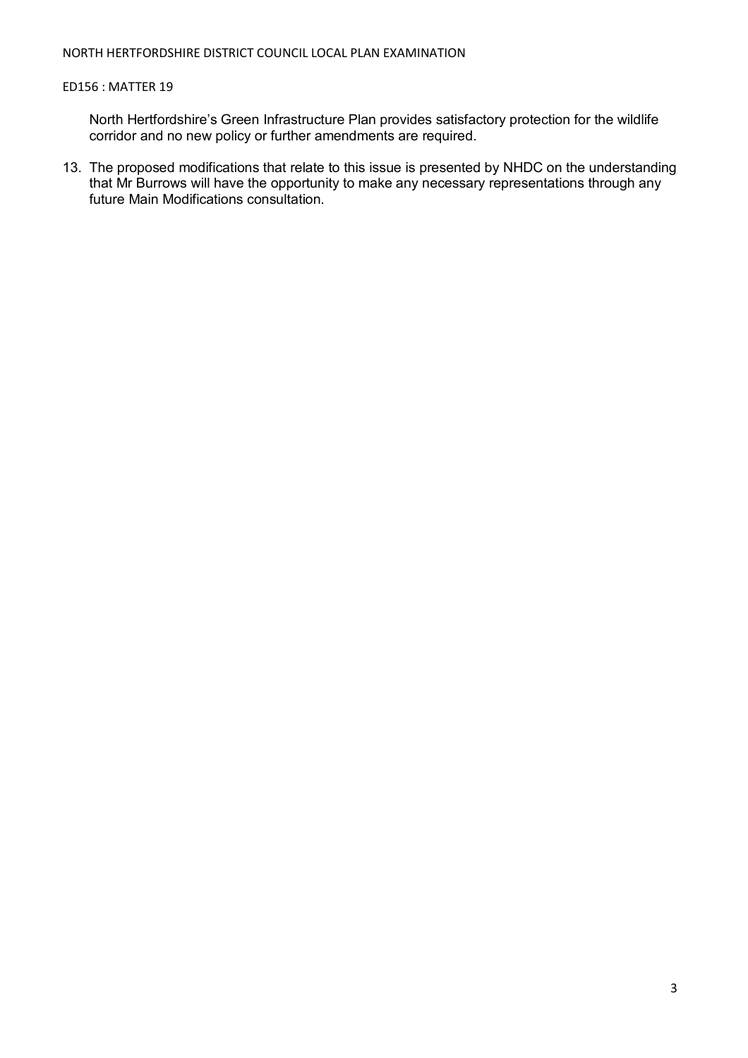North Hertfordshire's Green Infrastructure Plan provides satisfactory protection for the wildlife corridor and no new policy or further amendments are required.

13. The proposed modifications that relate to this issue is presented by NHDC on the understanding that Mr Burrows will have the opportunity to make any necessary representations through any future Main Modifications consultation.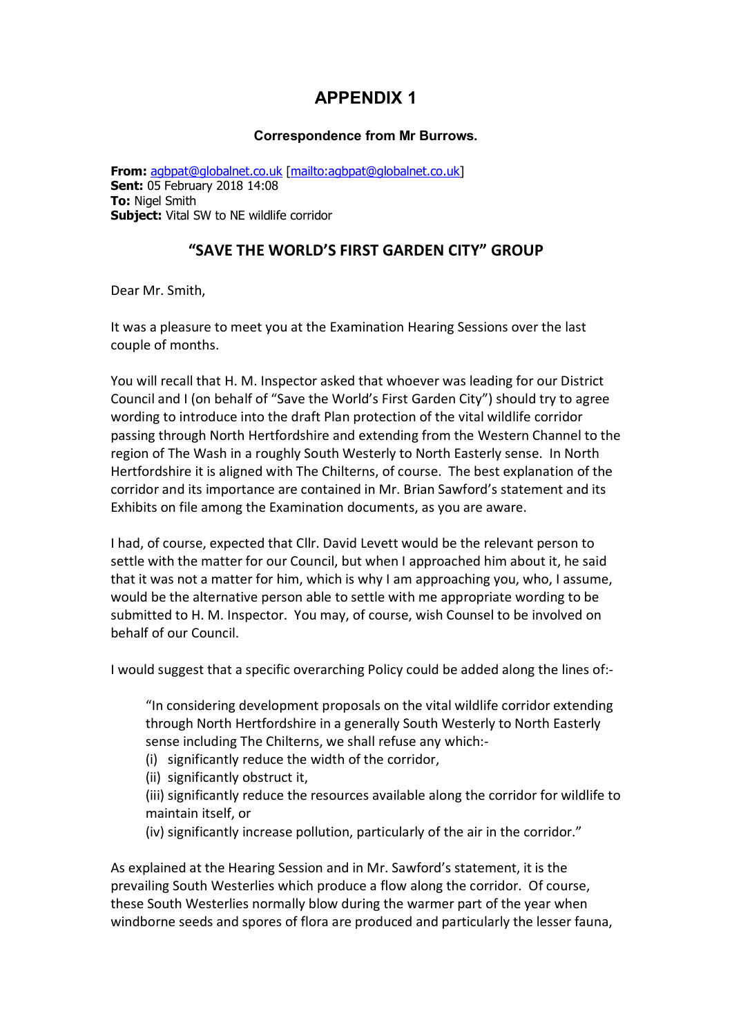# APPENDIX 1

**Correspondence from Mr Burrows.**

**From:** agbpat@globalnet.co.uk [mailto:agbpat@globalnet.co.uk]
**Sent:** 05 February 2018 14:08
**To:** Nigel Smith
**Subject:** Vital SW to NE wildlife corridor

## "SAVE THE WORLD'S FIRST GARDEN CITY" GROUP

Dear Mr. Smith,

It was a pleasure to meet you at the Examination Hearing Sessions over the last couple of months.

You will recall that H. M. Inspector asked that whoever was leading for our District Council and I (on behalf of "Save the World's First Garden City") should try to agree wording to introduce into the draft Plan protection of the vital wildlife corridor passing through North Hertfordshire and extending from the Western Channel to the region of The Wash in a roughly South Westerly to North Easterly sense. In North Hertfordshire it is aligned with The Chilterns, of course. The best explanation of the corridor and its importance are contained in Mr. Brian Sawford's statement and its Exhibits on file among the Examination documents, as you are aware.

I had, of course, expected that Cllr. David Levett would be the relevant person to settle with the matter for our Council, but when I approached him about it, he said that it was not a matter for him, which is why I am approaching you, who, I assume, would be the alternative person able to settle with me appropriate wording to be submitted to H. M. Inspector. You may, of course, wish Counsel to be involved on behalf of our Council.

I would suggest that a specific overarching Policy could be added along the lines of:-

> "In considering development proposals on the vital wildlife corridor extending through North Hertfordshire in a generally South Westerly to North Easterly sense including The Chilterns, we shall refuse any which:-
> (i) significantly reduce the width of the corridor,
> (ii) significantly obstruct it,
> (iii) significantly reduce the resources available along the corridor for wildlife to maintain itself, or
> (iv) significantly increase pollution, particularly of the air in the corridor."

As explained at the Hearing Session and in Mr. Sawford's statement, it is the prevailing South Westerlies which produce a flow along the corridor. Of course, these South Westerlies normally blow during the warmer part of the year when windborne seeds and spores of flora are produced and particularly the lesser fauna,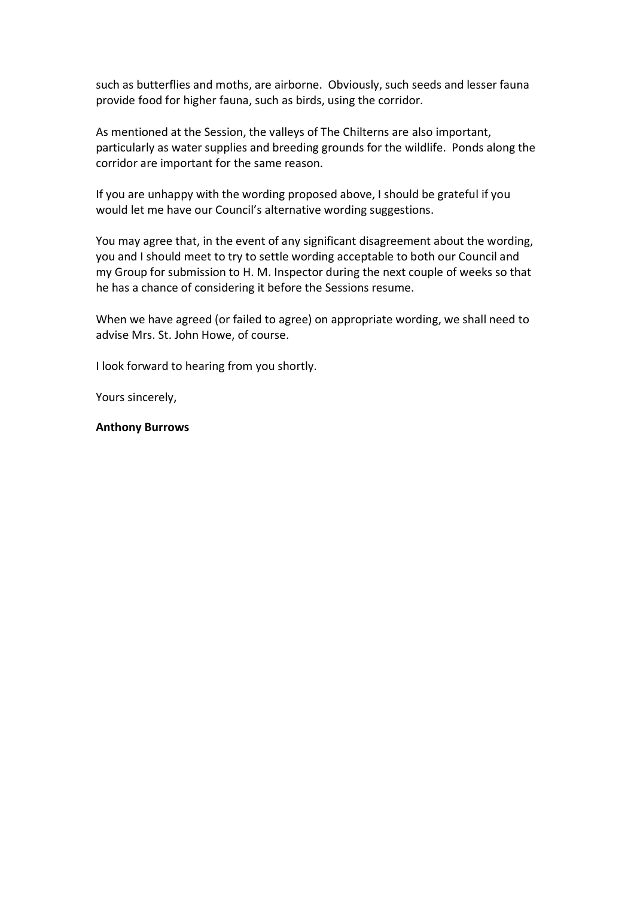such as butterflies and moths, are airborne. Obviously, such seeds and lesser fauna provide food for higher fauna, such as birds, using the corridor.

As mentioned at the Session, the valleys of The Chilterns are also important, particularly as water supplies and breeding grounds for the wildlife. Ponds along the corridor are important for the same reason.

If you are unhappy with the wording proposed above, I should be grateful if you would let me have our Council's alternative wording suggestions.

You may agree that, in the event of any significant disagreement about the wording, you and I should meet to try to settle wording acceptable to both our Council and my Group for submission to H. M. Inspector during the next couple of weeks so that he has a chance of considering it before the Sessions resume.

When we have agreed (or failed to agree) on appropriate wording, we shall need to advise Mrs. St. John Howe, of course.

I look forward to hearing from you shortly.

Yours sincerely,

**Anthony Burrows**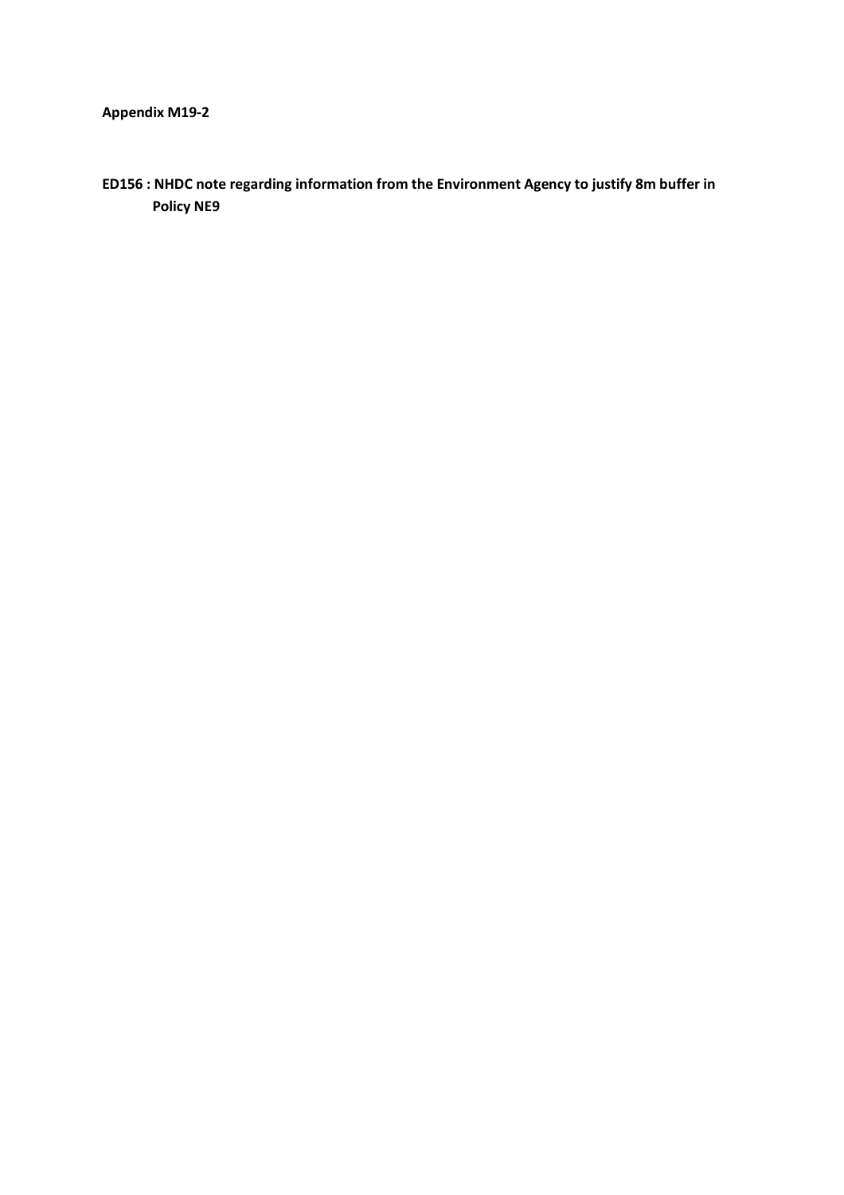**Appendix M19-2**

**ED156 : NHDC note regarding information from the Environment Agency to justify 8m buffer in Policy NE9**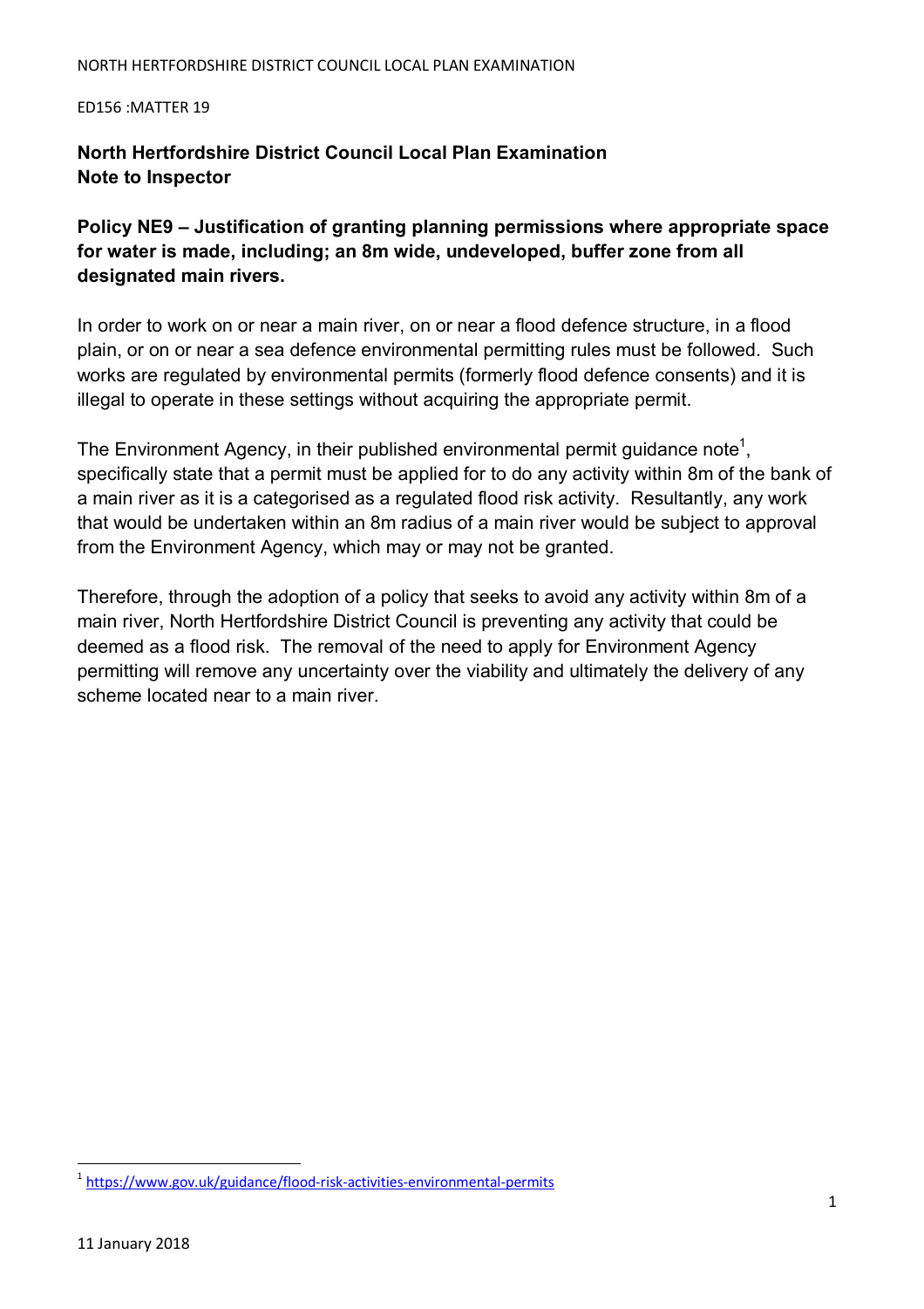ED156 :MATTER 19

**North Hertfordshire District Council Local Plan Examination**
**Note to Inspector**

**Policy NE9 – Justification of granting planning permissions where appropriate space for water is made, including; an 8m wide, undeveloped, buffer zone from all designated main rivers.**

In order to work on or near a main river, on or near a flood defence structure, in a flood plain, or on or near a sea defence environmental permitting rules must be followed. Such works are regulated by environmental permits (formerly flood defence consents) and it is illegal to operate in these settings without acquiring the appropriate permit.

The Environment Agency, in their published environmental permit guidance note[1], specifically state that a permit must be applied for to do any activity within 8m of the bank of a main river as it is a categorised as a regulated flood risk activity. Resultantly, any work that would be undertaken within an 8m radius of a main river would be subject to approval from the Environment Agency, which may or may not be granted.

Therefore, through the adoption of a policy that seeks to avoid any activity within 8m of a main river, North Hertfordshire District Council is preventing any activity that could be deemed as a flood risk. The removal of the need to apply for Environment Agency permitting will remove any uncertainty over the viability and ultimately the delivery of any scheme located near to a main river.

[1] https://www.gov.uk/guidance/flood-risk-activities-environmental-permits

11 January 2018